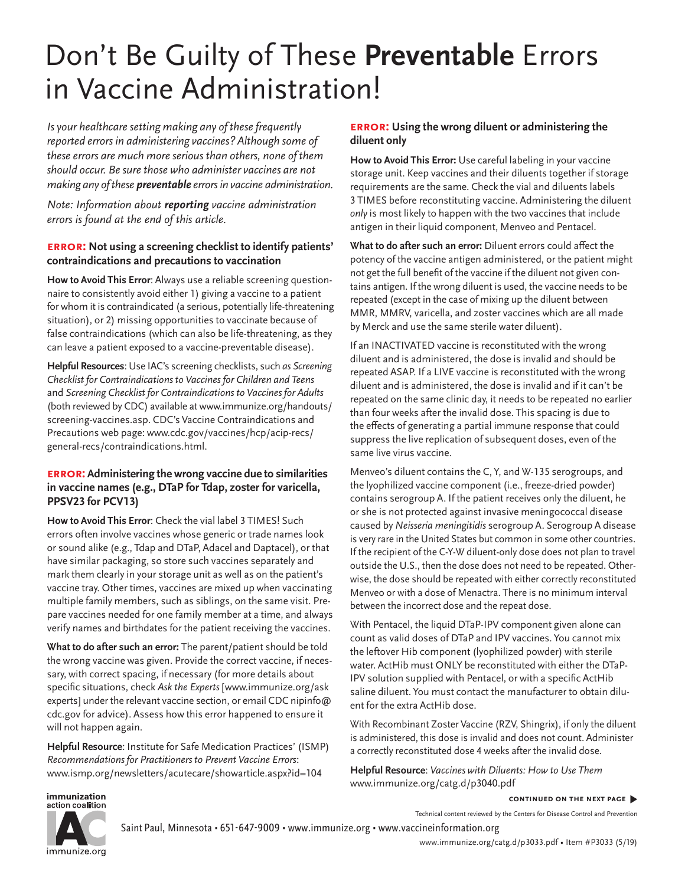# Don't Be Guilty of These **Preventable** Errors in Vaccine Administration!

*Is your healthcare setting making any of these frequently reported errors in administering vaccines? Although some of these errors are much more serious than others, none of them should occur. Be sure those who administer vaccines are not making any of these **preventable** errors in vaccine administration.*

*Note: Information about **reporting** vaccine administration errors is found at the end of this article.*

### ERROR: Not using a screening checklist to identify patients' contraindications and precautions to vaccination

**How to Avoid This Error**: Always use a reliable screening questionnaire to consistently avoid either 1) giving a vaccine to a patient for whom it is contraindicated (a serious, potentially life-threatening situation), or 2) missing opportunities to vaccinate because of false contraindications (which can also be life-threatening, as they can leave a patient exposed to a vaccine-preventable disease).

**Helpful Resources**: Use IAC's screening checklists, such *as Screening Checklist for Contraindications to Vaccines for Children and Teens* and *Screening Checklist for Contraindications to Vaccines for Adults* (both reviewed by CDC) available at www.immunize.org/handouts/screening-vaccines.asp. CDC's Vaccine Contraindications and Precautions web page: www.cdc.gov/vaccines/hcp/acip-recs/general-recs/contraindications.html.

### ERROR: Administering the wrong vaccine due to similarities in vaccine names (e.g., DTaP for Tdap, zoster for varicella, PPSV23 for PCV13)

**How to Avoid This Error**: Check the vial label 3 TIMES! Such errors often involve vaccines whose generic or trade names look or sound alike (e.g., Tdap and DTaP, Adacel and Daptacel), or that have similar packaging, so store such vaccines separately and mark them clearly in your storage unit as well as on the patient's vaccine tray. Other times, vaccines are mixed up when vaccinating multiple family members, such as siblings, on the same visit. Prepare vaccines needed for one family member at a time, and always verify names and birthdates for the patient receiving the vaccines.

**What to do after such an error:** The parent/patient should be told the wrong vaccine was given. Provide the correct vaccine, if necessary, with correct spacing, if necessary (for more details about specific situations, check *Ask the Experts* [www.immunize.org/askexperts] under the relevant vaccine section, or email CDC nipinfo@cdc.gov for advice). Assess how this error happened to ensure it will not happen again.

**Helpful Resource**: Institute for Safe Medication Practices' (ISMP) *Recommendations for Practitioners to Prevent Vaccine Errors*: www.ismp.org/newsletters/acutecare/showarticle.aspx?id=104

### ERROR: Using the wrong diluent or administering the diluent only

**How to Avoid This Error:** Use careful labeling in your vaccine storage unit. Keep vaccines and their diluents together if storage requirements are the same. Check the vial and diluents labels 3 TIMES before reconstituting vaccine. Administering the diluent *only* is most likely to happen with the two vaccines that include antigen in their liquid component, Menveo and Pentacel.

**What to do after such an error:** Diluent errors could affect the potency of the vaccine antigen administered, or the patient might not get the full benefit of the vaccine if the diluent not given contains antigen. If the wrong diluent is used, the vaccine needs to be repeated (except in the case of mixing up the diluent between MMR, MMRV, varicella, and zoster vaccines which are all made by Merck and use the same sterile water diluent).

If an INACTIVATED vaccine is reconstituted with the wrong diluent and is administered, the dose is invalid and should be repeated ASAP. If a LIVE vaccine is reconstituted with the wrong diluent and is administered, the dose is invalid and if it can't be repeated on the same clinic day, it needs to be repeated no earlier than four weeks after the invalid dose. This spacing is due to the effects of generating a partial immune response that could suppress the live replication of subsequent doses, even of the same live virus vaccine.

Menveo's diluent contains the C, Y, and W-135 serogroups, and the lyophilized vaccine component (i.e., freeze-dried powder) contains serogroup A. If the patient receives only the diluent, he or she is not protected against invasive meningococcal disease caused by *Neisseria meningitidis* serogroup A. Serogroup A disease is very rare in the United States but common in some other countries. If the recipient of the C-Y-W diluent-only dose does not plan to travel outside the U.S., then the dose does not need to be repeated. Otherwise, the dose should be repeated with either correctly reconstituted Menveo or with a dose of Menactra. There is no minimum interval between the incorrect dose and the repeat dose.

With Pentacel, the liquid DTaP-IPV component given alone can count as valid doses of DTaP and IPV vaccines. You cannot mix the leftover Hib component (lyophilized powder) with sterile water. ActHib must ONLY be reconstituted with either the DTaP-IPV solution supplied with Pentacel, or with a specific ActHib saline diluent. You must contact the manufacturer to obtain diluent for the extra ActHib dose.

With Recombinant Zoster Vaccine (RZV, Shingrix), if only the diluent is administered, this dose is invalid and does not count. Administer a correctly reconstituted dose 4 weeks after the invalid dose.

**Helpful Resource**: *Vaccines with Diluents: How to Use Them* www.immunize.org/catg.d/p3040.pdf

**CONTINUED ON THE NEXT PAGE ▶**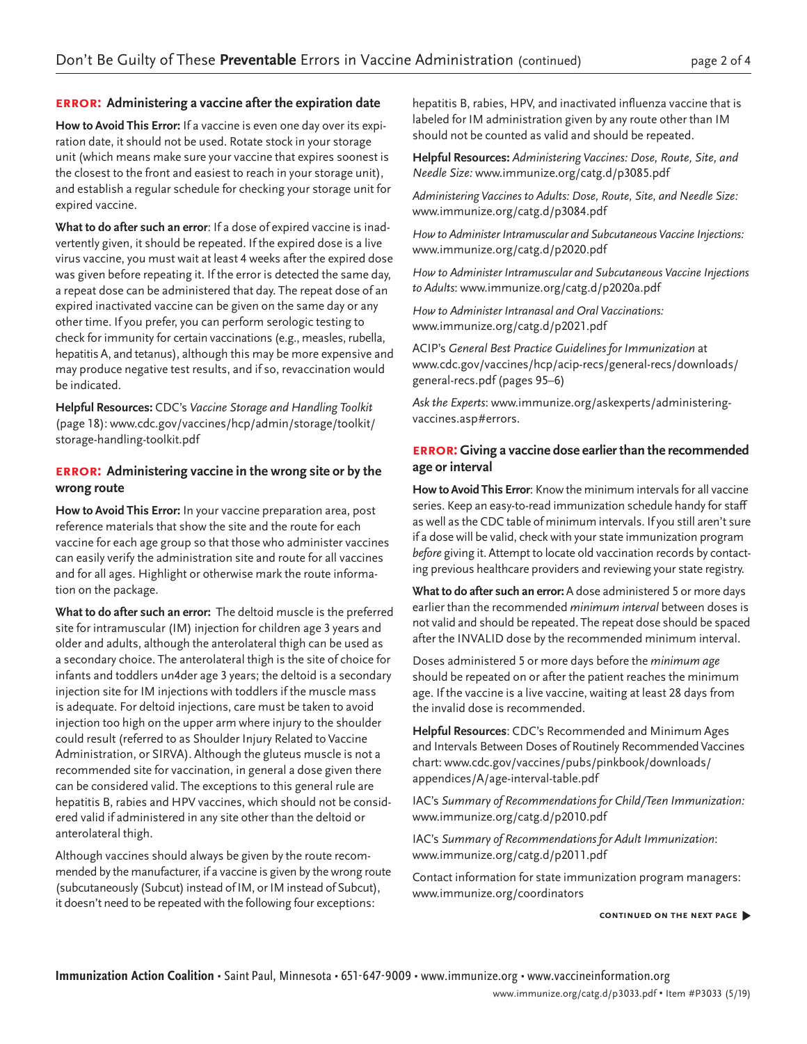### ERROR: Administering a vaccine after the expiration date

**How to Avoid This Error:** If a vaccine is even one day over its expiration date, it should not be used. Rotate stock in your storage unit (which means make sure your vaccine that expires soonest is the closest to the front and easiest to reach in your storage unit), and establish a regular schedule for checking your storage unit for expired vaccine.

**What to do after such an error**: If a dose of expired vaccine is inadvertently given, it should be repeated. If the expired dose is a live virus vaccine, you must wait at least 4 weeks after the expired dose was given before repeating it. If the error is detected the same day, a repeat dose can be administered that day. The repeat dose of an expired inactivated vaccine can be given on the same day or any other time. If you prefer, you can perform serologic testing to check for immunity for certain vaccinations (e.g., measles, rubella, hepatitis A, and tetanus), although this may be more expensive and may produce negative test results, and if so, revaccination would be indicated.

**Helpful Resources:** CDC's *Vaccine Storage and Handling Toolkit* (page 18): www.cdc.gov/vaccines/hcp/admin/storage/toolkit/storage-handling-toolkit.pdf

### ERROR: Administering vaccine in the wrong site or by the wrong route

**How to Avoid This Error:** In your vaccine preparation area, post reference materials that show the site and the route for each vaccine for each age group so that those who administer vaccines can easily verify the administration site and route for all vaccines and for all ages. Highlight or otherwise mark the route information on the package.

**What to do after such an error:** The deltoid muscle is the preferred site for intramuscular (IM) injection for children age 3 years and older and adults, although the anterolateral thigh can be used as a secondary choice. The anterolateral thigh is the site of choice for infants and toddlers un4der age 3 years; the deltoid is a secondary injection site for IM injections with toddlers if the muscle mass is adequate. For deltoid injections, care must be taken to avoid injection too high on the upper arm where injury to the shoulder could result (referred to as Shoulder Injury Related to Vaccine Administration, or SIRVA). Although the gluteus muscle is not a recommended site for vaccination, in general a dose given there can be considered valid. The exceptions to this general rule are hepatitis B, rabies and HPV vaccines, which should not be considered valid if administered in any site other than the deltoid or anterolateral thigh.

Although vaccines should always be given by the route recommended by the manufacturer, if a vaccine is given by the wrong route (subcutaneously (Subcut) instead of IM, or IM instead of Subcut), it doesn't need to be repeated with the following four exceptions: hepatitis B, rabies, HPV, and inactivated influenza vaccine that is labeled for IM administration given by any route other than IM should not be counted as valid and should be repeated.

**Helpful Resources:** *Administering Vaccines: Dose, Route, Site, and Needle Size:* www.immunize.org/catg.d/p3085.pdf

*Administering Vaccines to Adults: Dose, Route, Site, and Needle Size:* www.immunize.org/catg.d/p3084.pdf

*How to Administer Intramuscular and Subcutaneous Vaccine Injections:* www.immunize.org/catg.d/p2020.pdf

*How to Administer Intramuscular and Subcutaneous Vaccine Injections to Adults*: www.immunize.org/catg.d/p2020a.pdf

*How to Administer Intranasal and Oral Vaccinations:* www.immunize.org/catg.d/p2021.pdf

ACIP's *General Best Practice Guidelines for Immunization* at www.cdc.gov/vaccines/hcp/acip-recs/general-recs/downloads/general-recs.pdf (pages 95–6)

*Ask the Experts*: www.immunize.org/askexperts/administering-vaccines.asp#errors.

### ERROR: Giving a vaccine dose earlier than the recommended age or interval

**How to Avoid This Error**: Know the minimum intervals for all vaccine series. Keep an easy-to-read immunization schedule handy for staff as well as the CDC table of minimum intervals. If you still aren't sure if a dose will be valid, check with your state immunization program *before* giving it. Attempt to locate old vaccination records by contacting previous healthcare providers and reviewing your state registry.

**What to do after such an error:** A dose administered 5 or more days earlier than the recommended *minimum interval* between doses is not valid and should be repeated. The repeat dose should be spaced after the INVALID dose by the recommended minimum interval.

Doses administered 5 or more days before the *minimum age* should be repeated on or after the patient reaches the minimum age. If the vaccine is a live vaccine, waiting at least 28 days from the invalid dose is recommended.

**Helpful Resources**: CDC's Recommended and Minimum Ages and Intervals Between Doses of Routinely Recommended Vaccines chart: www.cdc.gov/vaccines/pubs/pinkbook/downloads/appendices/A/age-interval-table.pdf

IAC's *Summary of Recommendations for Child/Teen Immunization:* www.immunize.org/catg.d/p2010.pdf

IAC's *Summary of Recommendations for Adult Immunization*: www.immunize.org/catg.d/p2011.pdf

Contact information for state immunization program managers: www.immunize.org/coordinators

CONTINUED ON THE NEXT PAGE ▶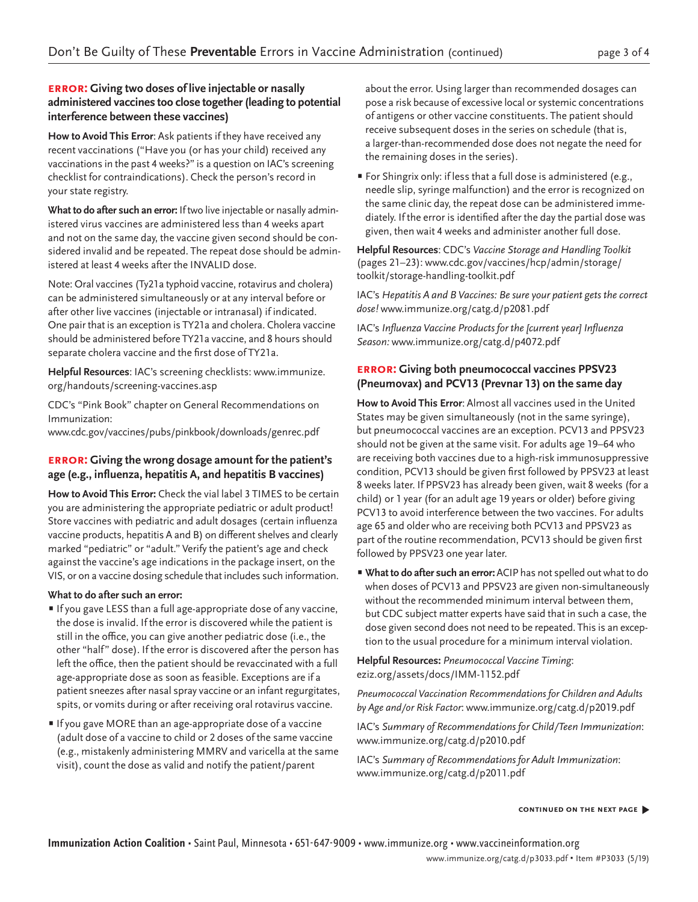## ERROR: Giving two doses of live injectable or nasally administered vaccines too close together (leading to potential interference between these vaccines)

**How to Avoid This Error**: Ask patients if they have received any recent vaccinations ("Have you (or has your child) received any vaccinations in the past 4 weeks?" is a question on IAC's screening checklist for contraindications). Check the person's record in your state registry.

**What to do after such an error:** If two live injectable or nasally administered virus vaccines are administered less than 4 weeks apart and not on the same day, the vaccine given second should be considered invalid and be repeated. The repeat dose should be administered at least 4 weeks after the INVALID dose.

Note: Oral vaccines (Ty21a typhoid vaccine, rotavirus and cholera) can be administered simultaneously or at any interval before or after other live vaccines (injectable or intranasal) if indicated. One pair that is an exception is TY21a and cholera. Cholera vaccine should be administered before TY21a vaccine, and 8 hours should separate cholera vaccine and the first dose of TY21a.

**Helpful Resources**: IAC's screening checklists: www.immunize.org/handouts/screening-vaccines.asp

CDC's "Pink Book" chapter on General Recommendations on Immunization:
www.cdc.gov/vaccines/pubs/pinkbook/downloads/genrec.pdf

## ERROR: Giving the wrong dosage amount for the patient's age (e.g., influenza, hepatitis A, and hepatitis B vaccines)

**How to Avoid This Error:** Check the vial label 3 TIMES to be certain you are administering the appropriate pediatric or adult product! Store vaccines with pediatric and adult dosages (certain influenza vaccine products, hepatitis A and B) on different shelves and clearly marked "pediatric" or "adult." Verify the patient's age and check against the vaccine's age indications in the package insert, on the VIS, or on a vaccine dosing schedule that includes such information.

**What to do after such an error:**

- If you gave LESS than a full age-appropriate dose of any vaccine, the dose is invalid. If the error is discovered while the patient is still in the office, you can give another pediatric dose (i.e., the other "half" dose). If the error is discovered after the person has left the office, then the patient should be revaccinated with a full age-appropriate dose as soon as feasible. Exceptions are if a patient sneezes after nasal spray vaccine or an infant regurgitates, spits, or vomits during or after receiving oral rotavirus vaccine.
- If you gave MORE than an age-appropriate dose of a vaccine (adult dose of a vaccine to child or 2 doses of the same vaccine (e.g., mistakenly administering MMRV and varicella at the same visit), count the dose as valid and notify the patient/parent about the error. Using larger than recommended dosages can pose a risk because of excessive local or systemic concentrations of antigens or other vaccine constituents. The patient should receive subsequent doses in the series on schedule (that is, a larger-than-recommended dose does not negate the need for the remaining doses in the series).
- For Shingrix only: if less that a full dose is administered (e.g., needle slip, syringe malfunction) and the error is recognized on the same clinic day, the repeat dose can be administered immediately. If the error is identified after the day the partial dose was given, then wait 4 weeks and administer another full dose.

**Helpful Resources**: CDC's *Vaccine Storage and Handling Toolkit* (pages 21–23): www.cdc.gov/vaccines/hcp/admin/storage/toolkit/storage-handling-toolkit.pdf

IAC's *Hepatitis A and B Vaccines: Be sure your patient gets the correct dose!* www.immunize.org/catg.d/p2081.pdf

IAC's *Influenza Vaccine Products for the [current year] Influenza Season:* www.immunize.org/catg.d/p4072.pdf

## ERROR: Giving both pneumococcal vaccines PPSV23 (Pneumovax) and PCV13 (Prevnar 13) on the same day

**How to Avoid This Error**: Almost all vaccines used in the United States may be given simultaneously (not in the same syringe), but pneumococcal vaccines are an exception. PCV13 and PPSV23 should not be given at the same visit. For adults age 19–64 who are receiving both vaccines due to a high-risk immunosuppressive condition, PCV13 should be given first followed by PPSV23 at least 8 weeks later. If PPSV23 has already been given, wait 8 weeks (for a child) or 1 year (for an adult age 19 years or older) before giving PCV13 to avoid interference between the two vaccines. For adults age 65 and older who are receiving both PCV13 and PPSV23 as part of the routine recommendation, PCV13 should be given first followed by PPSV23 one year later.

- **What to do after such an error:** ACIP has not spelled out what to do when doses of PCV13 and PPSV23 are given non-simultaneously without the recommended minimum interval between them, but CDC subject matter experts have said that in such a case, the dose given second does not need to be repeated. This is an exception to the usual procedure for a minimum interval violation.

**Helpful Resources:** *Pneumococcal Vaccine Timing*: eziz.org/assets/docs/IMM-1152.pdf

*Pneumococcal Vaccination Recommendations for Children and Adults by Age and/or Risk Factor*: www.immunize.org/catg.d/p2019.pdf

IAC's *Summary of Recommendations for Child/Teen Immunization*: www.immunize.org/catg.d/p2010.pdf

IAC's *Summary of Recommendations for Adult Immunization*: www.immunize.org/catg.d/p2011.pdf

CONTINUED ON THE NEXT PAGE ▶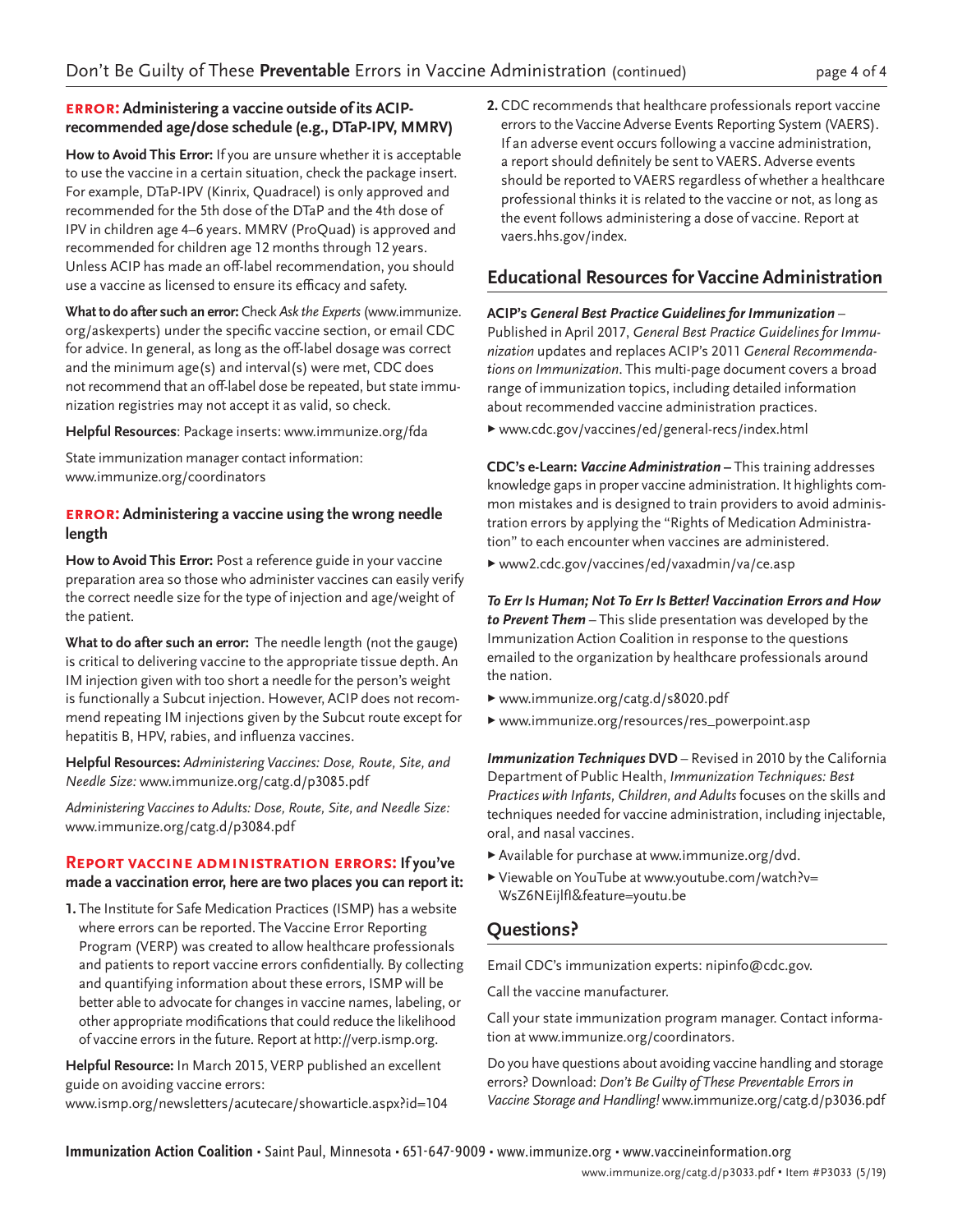### ERROR: Administering a vaccine outside of its ACIP-recommended age/dose schedule (e.g., DTaP-IPV, MMRV)

**How to Avoid This Error:** If you are unsure whether it is acceptable to use the vaccine in a certain situation, check the package insert. For example, DTaP-IPV (Kinrix, Quadracel) is only approved and recommended for the 5th dose of the DTaP and the 4th dose of IPV in children age 4–6 years. MMRV (ProQuad) is approved and recommended for children age 12 months through 12 years. Unless ACIP has made an off-label recommendation, you should use a vaccine as licensed to ensure its efficacy and safety.

**What to do after such an error:** Check *Ask the Experts* (www.immunize.org/askexperts) under the specific vaccine section, or email CDC for advice. In general, as long as the off-label dosage was correct and the minimum age(s) and interval(s) were met, CDC does not recommend that an off-label dose be repeated, but state immunization registries may not accept it as valid, so check.

**Helpful Resources**: Package inserts: www.immunize.org/fda

State immunization manager contact information: www.immunize.org/coordinators

### ERROR: Administering a vaccine using the wrong needle length

**How to Avoid This Error:** Post a reference guide in your vaccine preparation area so those who administer vaccines can easily verify the correct needle size for the type of injection and age/weight of the patient.

**What to do after such an error:** The needle length (not the gauge) is critical to delivering vaccine to the appropriate tissue depth. An IM injection given with too short a needle for the person's weight is functionally a Subcut injection. However, ACIP does not recommend repeating IM injections given by the Subcut route except for hepatitis B, HPV, rabies, and influenza vaccines.

**Helpful Resources:** *Administering Vaccines: Dose, Route, Site, and Needle Size:* www.immunize.org/catg.d/p3085.pdf

*Administering Vaccines to Adults: Dose, Route, Site, and Needle Size:* www.immunize.org/catg.d/p3084.pdf

### REPORT VACCINE ADMINISTRATION ERRORS: If you've made a vaccination error, here are two places you can report it:

1. The Institute for Safe Medication Practices (ISMP) has a website where errors can be reported. The Vaccine Error Reporting Program (VERP) was created to allow healthcare professionals and patients to report vaccine errors confidentially. By collecting and quantifying information about these errors, ISMP will be better able to advocate for changes in vaccine names, labeling, or other appropriate modifications that could reduce the likelihood of vaccine errors in the future. Report at http://verp.ismp.org.

**Helpful Resource:** In March 2015, VERP published an excellent guide on avoiding vaccine errors: www.ismp.org/newsletters/acutecare/showarticle.aspx?id=104

2. CDC recommends that healthcare professionals report vaccine errors to the Vaccine Adverse Events Reporting System (VAERS). If an adverse event occurs following a vaccine administration, a report should definitely be sent to VAERS. Adverse events should be reported to VAERS regardless of whether a healthcare professional thinks it is related to the vaccine or not, as long as the event follows administering a dose of vaccine. Report at vaers.hhs.gov/index.

## Educational Resources for Vaccine Administration

**ACIP's *General Best Practice Guidelines for Immunization*** – Published in April 2017, *General Best Practice Guidelines for Immunization* updates and replaces ACIP's 2011 *General Recommendations on Immunization*. This multi-page document covers a broad range of immunization topics, including detailed information about recommended vaccine administration practices.

- www.cdc.gov/vaccines/ed/general-recs/index.html

**CDC's e-Learn: *Vaccine Administration*** – This training addresses knowledge gaps in proper vaccine administration. It highlights common mistakes and is designed to train providers to avoid administration errors by applying the "Rights of Medication Administration" to each encounter when vaccines are administered.

- www2.cdc.gov/vaccines/ed/vaxadmin/va/ce.asp

***To Err Is Human; Not To Err Is Better! Vaccination Errors and How to Prevent Them*** – This slide presentation was developed by the Immunization Action Coalition in response to the questions emailed to the organization by healthcare professionals around the nation.

- www.immunize.org/catg.d/s8020.pdf
- www.immunize.org/resources/res_powerpoint.asp

***Immunization Techniques* DVD** – Revised in 2010 by the California Department of Public Health, *Immunization Techniques: Best Practices with Infants, Children, and Adults* focuses on the skills and techniques needed for vaccine administration, including injectable, oral, and nasal vaccines.

- Available for purchase at www.immunize.org/dvd.
- Viewable on YouTube at www.youtube.com/watch?v=WsZ6NEijlfl&feature=youtu.be

## Questions?

Email CDC's immunization experts: nipinfo@cdc.gov.

Call the vaccine manufacturer.

Call your state immunization program manager. Contact information at www.immunize.org/coordinators.

Do you have questions about avoiding vaccine handling and storage errors? Download: *Don't Be Guilty of These Preventable Errors in Vaccine Storage and Handling!* www.immunize.org/catg.d/p3036.pdf

**Immunization Action Coalition** • Saint Paul, Minnesota • 651-647-9009 • www.immunize.org • www.vaccineinformation.org

www.immunize.org/catg.d/p3033.pdf • Item #P3033 (5/19)